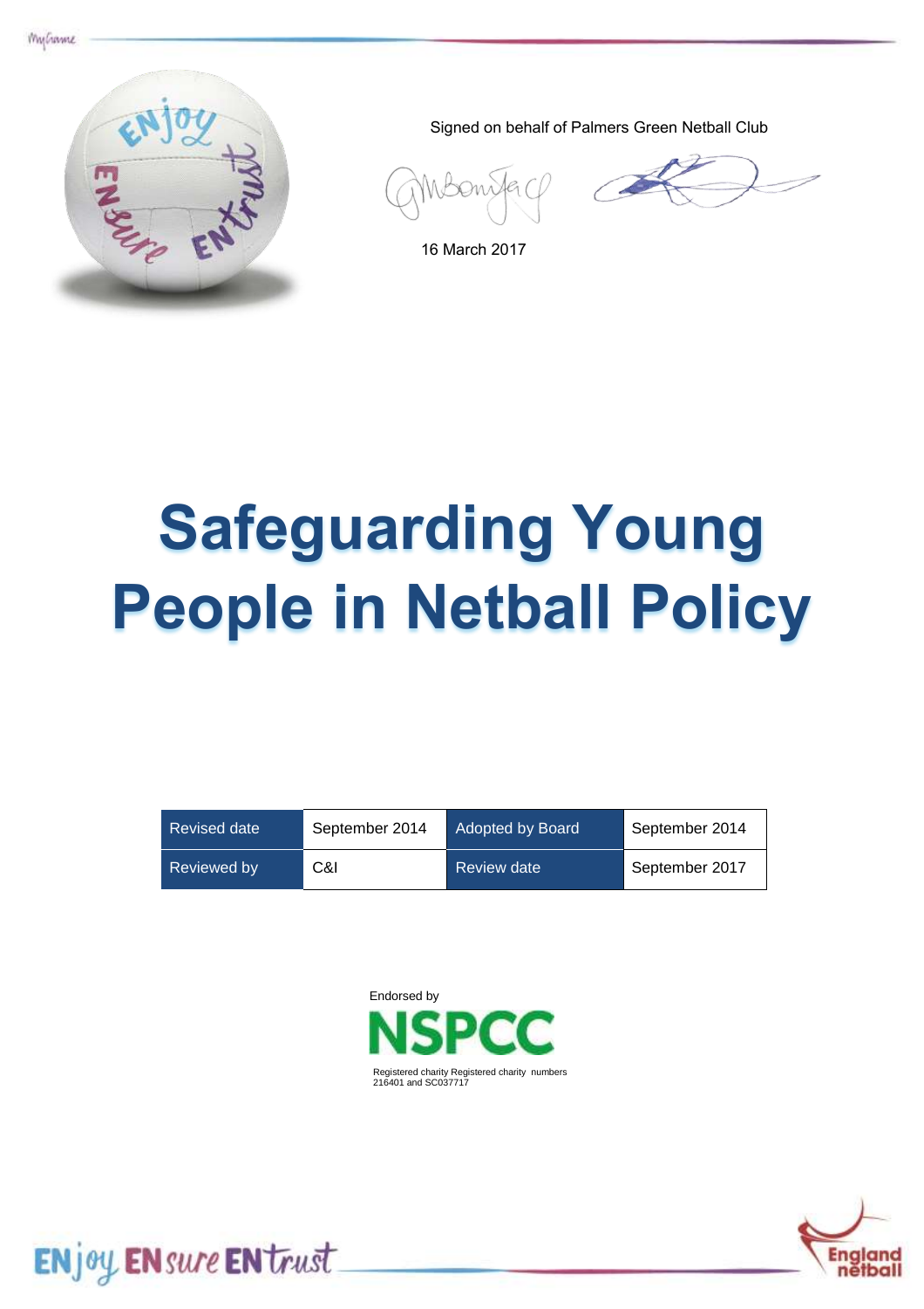Signed on behalf of Palmers Green Netball Club

16 March 2017

# Safeguarding Young People in Netball Policy

| Revised date | September 2014 | Adopted by Board | September 2014 |
|---|---|---|---|
| Reviewed by | C&I | Review date | September 2017 |

Endorsed by

NSPCC

Registered charity Registered charity numbers 216401 and SC037717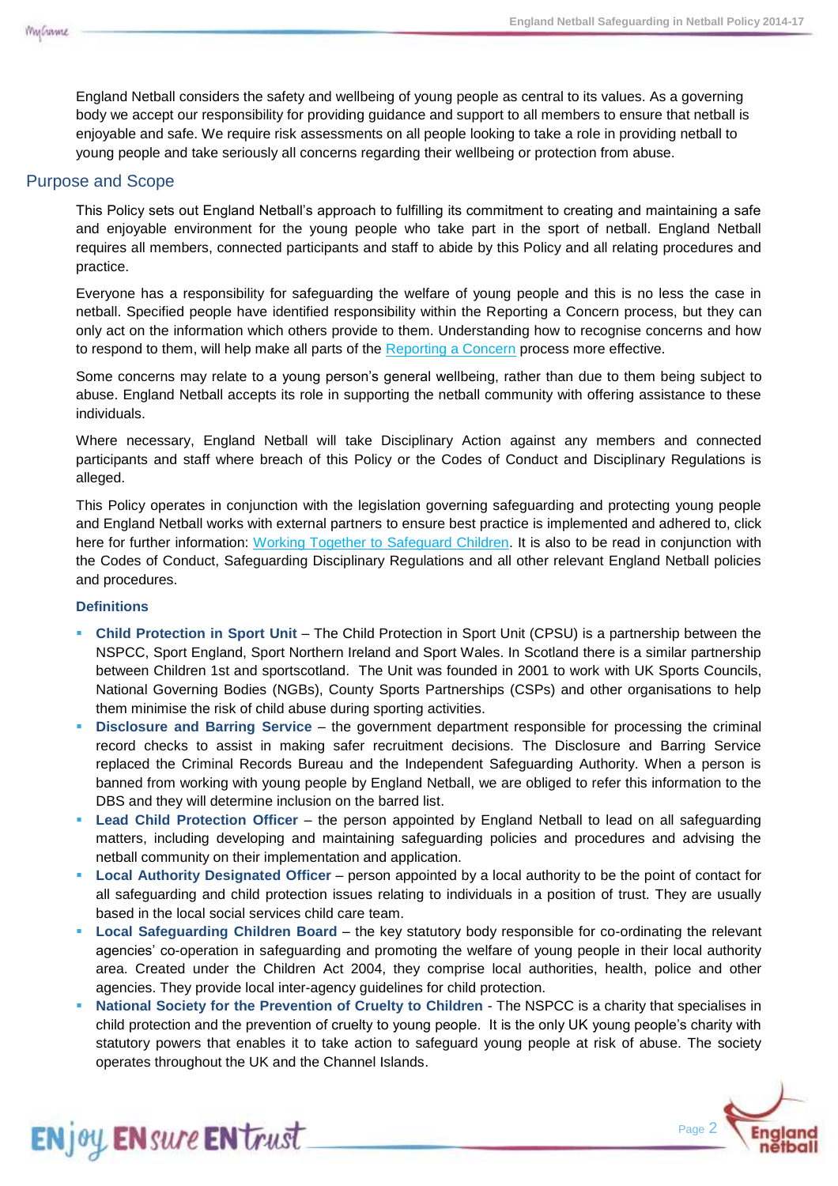England Netball considers the safety and wellbeing of young people as central to its values. As a governing body we accept our responsibility for providing guidance and support to all members to ensure that netball is enjoyable and safe. We require risk assessments on all people looking to take a role in providing netball to young people and take seriously all concerns regarding their wellbeing or protection from abuse.

## Purpose and Scope

This Policy sets out England Netball's approach to fulfilling its commitment to creating and maintaining a safe and enjoyable environment for the young people who take part in the sport of netball. England Netball requires all members, connected participants and staff to abide by this Policy and all relating procedures and practice.

Everyone has a responsibility for safeguarding the welfare of young people and this is no less the case in netball. Specified people have identified responsibility within the Reporting a Concern process, but they can only act on the information which others provide to them. Understanding how to recognise concerns and how to respond to them, will help make all parts of the Reporting a Concern process more effective.

Some concerns may relate to a young person's general wellbeing, rather than due to them being subject to abuse. England Netball accepts its role in supporting the netball community with offering assistance to these individuals.

Where necessary, England Netball will take Disciplinary Action against any members and connected participants and staff where breach of this Policy or the Codes of Conduct and Disciplinary Regulations is alleged.

This Policy operates in conjunction with the legislation governing safeguarding and protecting young people and England Netball works with external partners to ensure best practice is implemented and adhered to, click here for further information: Working Together to Safeguard Children. It is also to be read in conjunction with the Codes of Conduct, Safeguarding Disciplinary Regulations and all other relevant England Netball policies and procedures.

### Definitions

- **Child Protection in Sport Unit** – The Child Protection in Sport Unit (CPSU) is a partnership between the NSPCC, Sport England, Sport Northern Ireland and Sport Wales. In Scotland there is a similar partnership between Children 1st and sportscotland. The Unit was founded in 2001 to work with UK Sports Councils, National Governing Bodies (NGBs), County Sports Partnerships (CSPs) and other organisations to help them minimise the risk of child abuse during sporting activities.
- **Disclosure and Barring Service** – the government department responsible for processing the criminal record checks to assist in making safer recruitment decisions. The Disclosure and Barring Service replaced the Criminal Records Bureau and the Independent Safeguarding Authority. When a person is banned from working with young people by England Netball, we are obliged to refer this information to the DBS and they will determine inclusion on the barred list.
- **Lead Child Protection Officer** – the person appointed by England Netball to lead on all safeguarding matters, including developing and maintaining safeguarding policies and procedures and advising the netball community on their implementation and application.
- **Local Authority Designated Officer** – person appointed by a local authority to be the point of contact for all safeguarding and child protection issues relating to individuals in a position of trust. They are usually based in the local social services child care team.
- **Local Safeguarding Children Board** – the key statutory body responsible for co-ordinating the relevant agencies' co-operation in safeguarding and promoting the welfare of young people in their local authority area. Created under the Children Act 2004, they comprise local authorities, health, police and other agencies. They provide local inter-agency guidelines for child protection.
- **National Society for the Prevention of Cruelty to Children** - The NSPCC is a charity that specialises in child protection and the prevention of cruelty to young people. It is the only UK young people's charity with statutory powers that enables it to take action to safeguard young people at risk of abuse. The society operates throughout the UK and the Channel Islands.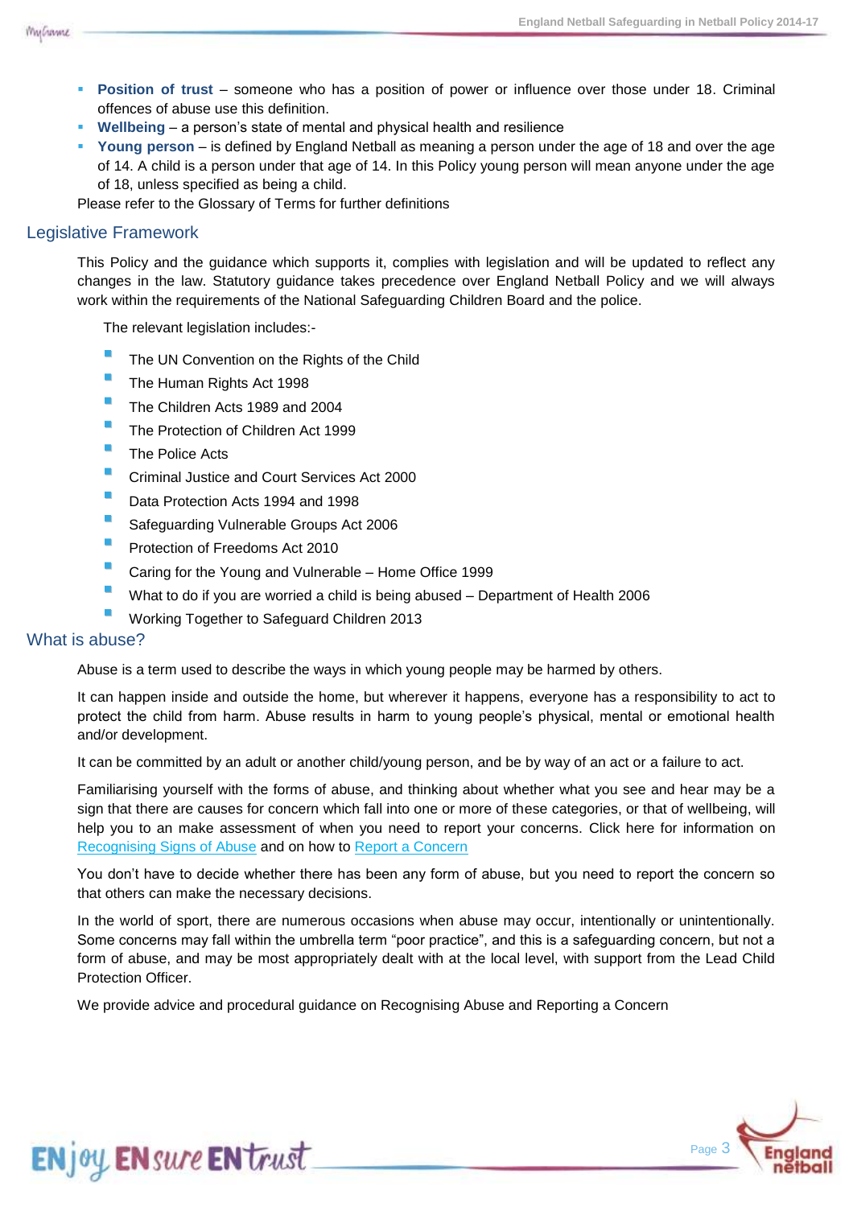- **Position of trust** – someone who has a position of power or influence over those under 18. Criminal offences of abuse use this definition.
- **Wellbeing** – a person's state of mental and physical health and resilience
- **Young person** – is defined by England Netball as meaning a person under the age of 18 and over the age of 14. A child is a person under that age of 14. In this Policy young person will mean anyone under the age of 18, unless specified as being a child.

Please refer to the Glossary of Terms for further definitions

## Legislative Framework

This Policy and the guidance which supports it, complies with legislation and will be updated to reflect any changes in the law. Statutory guidance takes precedence over England Netball Policy and we will always work within the requirements of the National Safeguarding Children Board and the police.

The relevant legislation includes:-

- The UN Convention on the Rights of the Child
- The Human Rights Act 1998
- The Children Acts 1989 and 2004
- The Protection of Children Act 1999
- The Police Acts
- Criminal Justice and Court Services Act 2000
- Data Protection Acts 1994 and 1998
- Safeguarding Vulnerable Groups Act 2006
- Protection of Freedoms Act 2010
- Caring for the Young and Vulnerable – Home Office 1999
- What to do if you are worried a child is being abused – Department of Health 2006
- Working Together to Safeguard Children 2013

## What is abuse?

Abuse is a term used to describe the ways in which young people may be harmed by others.

It can happen inside and outside the home, but wherever it happens, everyone has a responsibility to act to protect the child from harm. Abuse results in harm to young people's physical, mental or emotional health and/or development.

It can be committed by an adult or another child/young person, and be by way of an act or a failure to act.

Familiarising yourself with the forms of abuse, and thinking about whether what you see and hear may be a sign that there are causes for concern which fall into one or more of these categories, or that of wellbeing, will help you to an make assessment of when you need to report your concerns. Click here for information on Recognising Signs of Abuse and on how to Report a Concern

You don't have to decide whether there has been any form of abuse, but you need to report the concern so that others can make the necessary decisions.

In the world of sport, there are numerous occasions when abuse may occur, intentionally or unintentionally. Some concerns may fall within the umbrella term "poor practice", and this is a safeguarding concern, but not a form of abuse, and may be most appropriately dealt with at the local level, with support from the Lead Child Protection Officer.

We provide advice and procedural guidance on Recognising Abuse and Reporting a Concern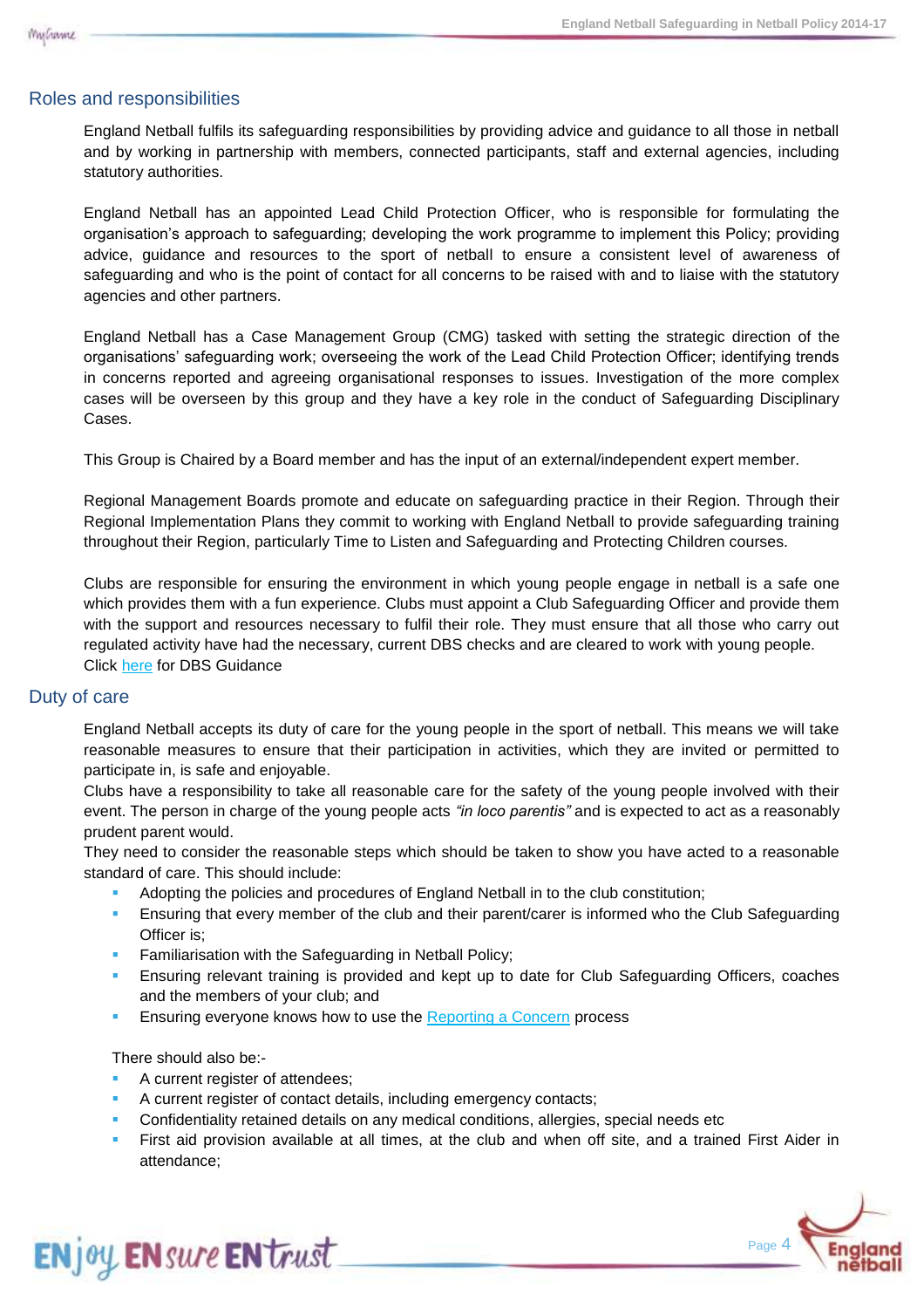## Roles and responsibilities

England Netball fulfils its safeguarding responsibilities by providing advice and guidance to all those in netball and by working in partnership with members, connected participants, staff and external agencies, including statutory authorities.

England Netball has an appointed Lead Child Protection Officer, who is responsible for formulating the organisation's approach to safeguarding; developing the work programme to implement this Policy; providing advice, guidance and resources to the sport of netball to ensure a consistent level of awareness of safeguarding and who is the point of contact for all concerns to be raised with and to liaise with the statutory agencies and other partners.

England Netball has a Case Management Group (CMG) tasked with setting the strategic direction of the organisations' safeguarding work; overseeing the work of the Lead Child Protection Officer; identifying trends in concerns reported and agreeing organisational responses to issues. Investigation of the more complex cases will be overseen by this group and they have a key role in the conduct of Safeguarding Disciplinary Cases.

This Group is Chaired by a Board member and has the input of an external/independent expert member.

Regional Management Boards promote and educate on safeguarding practice in their Region. Through their Regional Implementation Plans they commit to working with England Netball to provide safeguarding training throughout their Region, particularly Time to Listen and Safeguarding and Protecting Children courses.

Clubs are responsible for ensuring the environment in which young people engage in netball is a safe one which provides them with a fun experience. Clubs must appoint a Club Safeguarding Officer and provide them with the support and resources necessary to fulfil their role. They must ensure that all those who carry out regulated activity have had the necessary, current DBS checks and are cleared to work with young people. Click here for DBS Guidance

## Duty of care

England Netball accepts its duty of care for the young people in the sport of netball. This means we will take reasonable measures to ensure that their participation in activities, which they are invited or permitted to participate in, is safe and enjoyable.

Clubs have a responsibility to take all reasonable care for the safety of the young people involved with their event. The person in charge of the young people acts *"in loco parentis"* and is expected to act as a reasonably prudent parent would.

They need to consider the reasonable steps which should be taken to show you have acted to a reasonable standard of care. This should include:

- Adopting the policies and procedures of England Netball in to the club constitution;
- Ensuring that every member of the club and their parent/carer is informed who the Club Safeguarding Officer is;
- Familiarisation with the Safeguarding in Netball Policy;
- Ensuring relevant training is provided and kept up to date for Club Safeguarding Officers, coaches and the members of your club; and
- Ensuring everyone knows how to use the Reporting a Concern process

There should also be:-

- A current register of attendees;
- A current register of contact details, including emergency contacts;
- Confidentiality retained details on any medical conditions, allergies, special needs etc
- First aid provision available at all times, at the club and when off site, and a trained First Aider in attendance;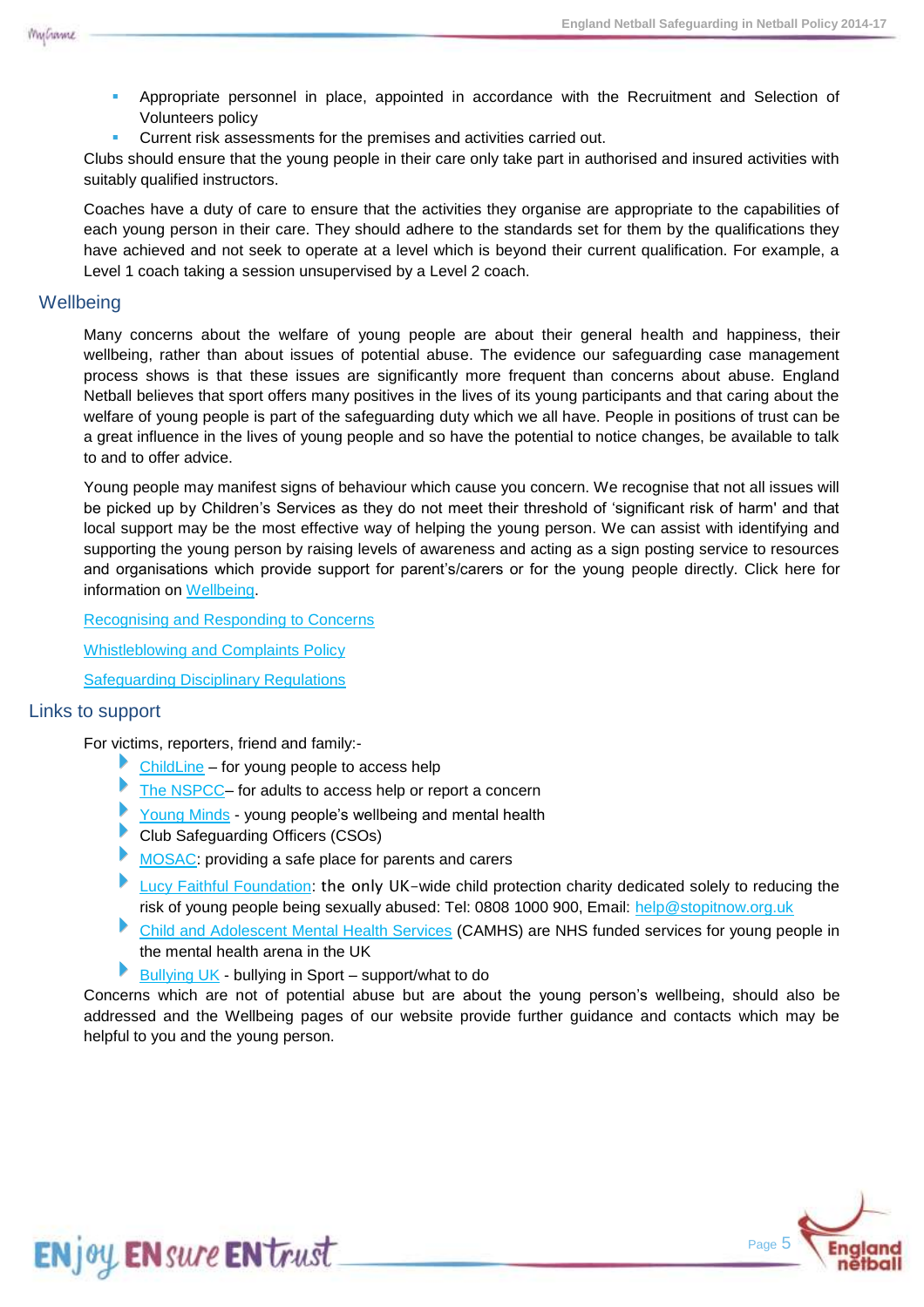- Appropriate personnel in place, appointed in accordance with the Recruitment and Selection of Volunteers policy
- Current risk assessments for the premises and activities carried out.

Clubs should ensure that the young people in their care only take part in authorised and insured activities with suitably qualified instructors.

Coaches have a duty of care to ensure that the activities they organise are appropriate to the capabilities of each young person in their care. They should adhere to the standards set for them by the qualifications they have achieved and not seek to operate at a level which is beyond their current qualification. For example, a Level 1 coach taking a session unsupervised by a Level 2 coach.

## Wellbeing

Many concerns about the welfare of young people are about their general health and happiness, their wellbeing, rather than about issues of potential abuse. The evidence our safeguarding case management process shows is that these issues are significantly more frequent than concerns about abuse. England Netball believes that sport offers many positives in the lives of its young participants and that caring about the welfare of young people is part of the safeguarding duty which we all have. People in positions of trust can be a great influence in the lives of young people and so have the potential to notice changes, be available to talk to and to offer advice.

Young people may manifest signs of behaviour which cause you concern. We recognise that not all issues will be picked up by Children's Services as they do not meet their threshold of 'significant risk of harm' and that local support may be the most effective way of helping the young person. We can assist with identifying and supporting the young person by raising levels of awareness and acting as a sign posting service to resources and organisations which provide support for parent's/carers or for the young people directly. Click here for information on Wellbeing.

Recognising and Responding to Concerns

Whistleblowing and Complaints Policy

Safeguarding Disciplinary Regulations

## Links to support

For victims, reporters, friend and family:-

- ChildLine – for young people to access help
- The NSPCC– for adults to access help or report a concern
- Young Minds - young people's wellbeing and mental health
- Club Safeguarding Officers (CSOs)
- MOSAC: providing a safe place for parents and carers
- Lucy Faithful Foundation: the only UK-wide child protection charity dedicated solely to reducing the risk of young people being sexually abused: Tel: 0808 1000 900, Email: help@stopitnow.org.uk
- Child and Adolescent Mental Health Services (CAMHS) are NHS funded services for young people in the mental health arena in the UK
- Bullying UK - bullying in Sport – support/what to do

Concerns which are not of potential abuse but are about the young person's wellbeing, should also be addressed and the Wellbeing pages of our website provide further guidance and contacts which may be helpful to you and the young person.